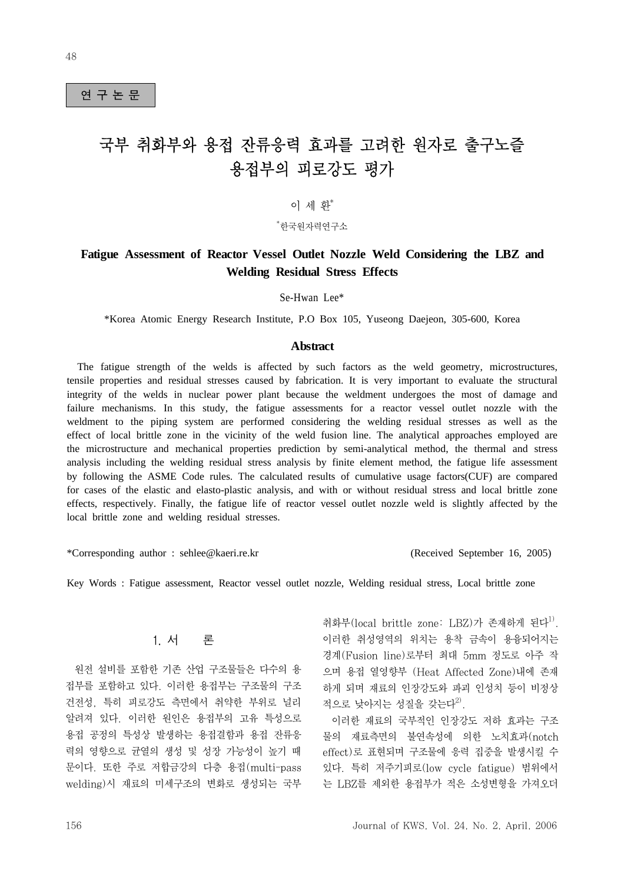연 구 논 문

# 국부 취화부와 용접 잔류응력 효과를 고려한 원자로 출구노즐 용접부의 피로강도 평가

이 세 환*

*한국원자력연구소

## Fatigue Assessment of Reactor Vessel Outlet Nozzle Weld Considering the LBZ and Welding Residual Stress Effects

Se-Hwan Lee*

*Korea Atomic Energy Research Institute, P.O Box 105, Yuseong Daejeon, 305-600, Korea

### Abstract

The fatigue strength of the welds is affected by such factors as the weld geometry, microstructures, tensile properties and residual stresses caused by fabrication. It is very important to evaluate the structural integrity of the welds in nuclear power plant because the weldment undergoes the most of damage and failure mechanisms. In this study, the fatigue assessments for a reactor vessel outlet nozzle with the weldment to the piping system are performed considering the welding residual stresses as well as the effect of local brittle zone in the vicinity of the weld fusion line. The analytical approaches employed are the microstructure and mechanical properties prediction by semi-analytical method, the thermal and stress analysis including the welding residual stress analysis by finite element method, the fatigue life assessment by following the ASME Code rules. The calculated results of cumulative usage factors(CUF) are compared for cases of the elastic and elasto-plastic analysis, and with or without residual stress and local brittle zone effects, respectively. Finally, the fatigue life of reactor vessel outlet nozzle weld is slightly affected by the local brittle zone and welding residual stresses.

*Corresponding author : sehlee@kaeri.re.kr (Received September 16, 2005)

Key Words : Fatigue assessment, Reactor vessel outlet nozzle, Welding residual stress, Local brittle zone

## 1. 서 론

원전 설비를 포함한 기존 산업 구조물들은 다수의 용접부를 포함하고 있다. 이러한 용접부는 구조물의 구조 건전성, 특히 피로강도 측면에서 취약한 부위로 널리 알려져 있다. 이러한 원인은 용접부의 고유 특성으로 용접 공정의 특성상 발생하는 용접결함과 용접 잔류응력의 영향으로 균열의 생성 및 성장 가능성이 높기 때문이다. 또한 주로 저합금강의 다층 용접(multi-pass welding)시 재료의 미세구조의 변화로 생성되는 국부 취화부(local brittle zone: LBZ)가 존재하게 된다[1]. 이러한 취성영역의 위치는 용착 금속이 용융되어지는 경계(Fusion line)로부터 최대 5mm 정도로 아주 작으며 용접 열영향부 (Heat Affected Zone)내에 존재하게 되며 재료의 인장강도와 파괴 인성치 등이 비정상적으로 낮아지는 성질을 갖는다[2].

이러한 재료의 국부적인 인장강도 저하 효과는 구조물의 재료측면의 불연속성에 의한 노치효과(notch effect)로 표현되며 구조물에 응력 집중을 발생시킬 수 있다. 특히 저주기피로(low cycle fatigue) 범위에서는 LBZ를 제외한 용접부가 적은 소성변형을 가져오더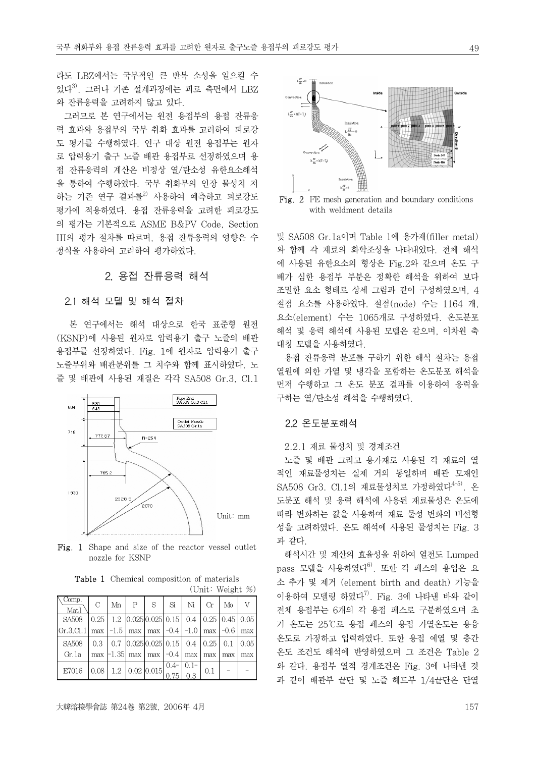라도 LBZ에서는 국부적인 큰 반복 소성을 일으킬 수 있다[3]. 그러나 기존 설계과정에는 피로 측면에서 LBZ와 잔류응력을 고려하지 않고 있다.

그러므로 본 연구에서는 원전 용접부의 용접 잔류응력 효과와 용접부의 국부 취화 효과를 고려하여 피로강도 평가를 수행하였다. 연구 대상 원전 용접부는 원자로 압력용기 출구 노즐 배관 용접부로 선정하였으며 용접 잔류응력의 계산은 비정상 열/탄소성 유한요소해석을 통하여 수행하였다. 국부 취화부의 인장 물성치 저하는 기존 연구 결과를[2] 사용하여 예측하고 피로강도 평가에 적용하였다. 용접 잔류응력을 고려한 피로강도의 평가는 기본적으로 ASME B&PV Code, Section III의 평가 절차를 따르며, 용접 잔류응력의 영향은 수정식을 사용하여 고려하여 평가하였다.

## 2. 용접 잔류응력 해석

### 2.1 해석 모델 및 해석 절차

본 연구에서는 해석 대상으로 한국 표준형 원전(KSNP)에 사용된 원자로 압력용기 출구 노즐의 배관 용접부를 선정하였다. Fig. 1에 원자로 압력용기 출구 노즐부위와 배관분위를 그 치수와 함께 표시하였다. 노즐 및 배관에 사용된 재질은 각각 SA508 Gr.3, Cl.1 및 SA508 Gr.1a이며 Table 1에 용가재(filler metal)와 함께 각 재료의 화학조성을 나타내었다. 전체 해석에 사용된 유한요소의 형상은 Fig.2와 같으며 온도 구배가 심한 용접부 부분은 정확한 해석을 위하여 보다 조밀한 요소 형태로 상세 그림과 같이 구성하였으며, 4절점 요소를 사용하였다. 절점(node) 수는 1164 개, 요소(element) 수는 1065개로 구성하였다. 온도분포 해석 및 응력 해석에 사용된 모델은 같으며, 이차원 축대칭 모델을 사용하였다.

Fig. 1 Shape and size of the reactor vessel outlet nozzle for KSNP

Table 1 Chemical composition of materials (Unit: Weight %)

| Comp. / Mat'l | C | Mn | P | S | Si | Ni | Cr | Mo | V |
|---|---|---|---|---|---|---|---|---|---|
| SA508 Gr.3,Cl.1 | 0.25 max | 1.2 -1.5 | 0.025 max | 0.025 max | 0.15 -0.4 | 0.4 -1.0 | 0.25 max | 0.45 -0.6 | 0.05 max |
| SA508 Gr.1a | 0.3 max | 0.7 -1.35 | 0.025 max | 0.025 max | 0.15 -0.4 | 0.4 max | 0.25 max | 0.1 max | 0.05 max |
| E7016 | 0.08 | 1.2 | 0.02 | 0.015 | 0.4- 0.75 | 0.1- 0.3 | 0.1 | - | - |

Fig. 2 FE mesh generation and boundary conditions with weldment details

용접 잔류응력 분포를 구하기 위한 해석 절차는 용접 열원에 의한 가열 및 냉각을 포함하는 온도분포 해석을 먼저 수행하고 그 온도 분포 결과를 이용하여 응력을 구하는 열/탄소성 해석을 수행하였다.

### 2.2 온도분포해석

#### 2.2.1 재료 물성치 및 경계조건

노즐 및 배관 그리고 용가재로 사용된 각 재료의 열적인 재료물성치는 실제 거의 동일하며 배관 모재인 SA508 Gr3. Cl.1의 재료물성치로 가정하였다[4-5]. 온도분포 해석 및 응력 해석에 사용된 재료물성은 온도에 따라 변화하는 값을 사용하여 재료 물성 변화의 비선형성을 고려하였다. 온도 해석에 사용된 물성치는 Fig. 3과 같다.

해석시간 및 계산의 효율성을 위하여 열전도 Lumped pass 모델을 사용하였다[6]. 또한 각 패스의 용입은 요소 추가 및 제거 (element birth and death) 기능을 이용하여 모델링 하였다[7]. Fig. 3에 나타낸 바와 같이 전체 용접부는 6개의 각 용접 패스로 구분하였으며 초기 온도는 25℃로 용접 패스의 용접 가열온도는 용융온도로 가정하고 입력하였다. 또한 용접 예열 및 층간 온도 조건도 해석에 반영하였으며 그 조건은 Table 2와 같다. 용접부 열적 경계조건은 Fig. 3에 나타낸 것과 같이 배관부 끝단 및 노즐 헤드부 1/4끝단은 단열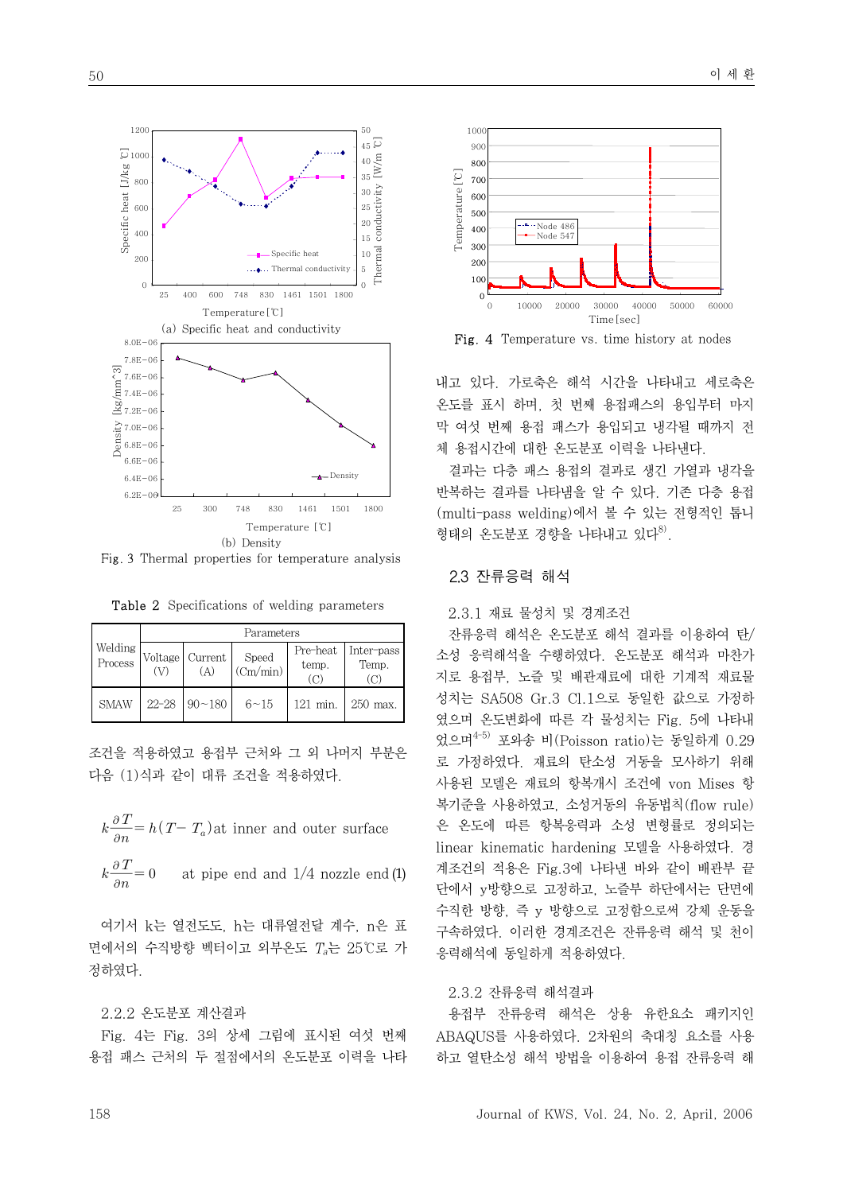(a) Specific heat and conductivity

(b) Density

Fig. 3 Thermal properties for temperature analysis

Table 2 Specifications of welding parameters

| Welding Process | Parameters | | | | |
|---|---|---|---|---|---|
| | Voltage (V) | Current (A) | Speed (Cm/min) | Pre-heat temp. (C) | Inter-pass Temp. (C) |
| SMAW | 22-28 | 90~180 | 6~15 | 121 min. | 250 max. |

조건을 적용하였고 용접부 근처와 그 외 나머지 부분은 다음 (1)식과 같이 대류 조건을 적용하였다.

$$k\frac{\partial T}{\partial n} = h(T - T_a) \text{ at inner and outer surface}$$

$$k\frac{\partial T}{\partial n} = 0 \quad \text{at pipe end and 1/4 nozzle end} \tag{1}$$

여기서 k는 열전도도, h는 대류열전달 계수, n은 표면에서의 수직방향 벡터이고 외부온도 $T_a$는 25℃로 가정하였다.

2.2.2 온도분포 계산결과

Fig. 4는 Fig. 3의 상세 그림에 표시된 여섯 번째 용접 패스 근처의 두 절점에서의 온도분포 이력을 나타내고 있다. 가로축은 해석 시간을 나타내고 세로축은 온도를 표시 하며, 첫 번째 용접패스의 용입부터 마지막 여섯 번째 용접 패스가 용입되고 냉각될 때까지 전체 용접시간에 대한 온도분포 이력을 나타낸다.

결과는 다층 패스 용접의 결과로 생긴 가열과 냉각을 반복하는 결과를 나타냄을 알 수 있다. 기존 다층 용접(multi-pass welding)에서 볼 수 있는 전형적인 톱니형태의 온도분포 경향을 나타내고 있다[8].

Fig. 4 Temperature vs. time history at nodes

## 2.3 잔류응력 해석

2.3.1 재료 물성치 및 경계조건

잔류응력 해석은 온도분포 해석 결과를 이용하여 탄/소성 응력해석을 수행하였다. 온도분포 해석과 마찬가지로 용접부, 노즐 및 배관재료에 대한 기계적 재료물성치는 SA508 Gr.3 Cl.1으로 동일한 값으로 가정하였으며 온도변화에 따른 각 물성치는 Fig. 5에 나타내었으며[4-5] 포와송 비(Poisson ratio)는 동일하게 0.29로 가정하였다. 재료의 탄소성 거동을 모사하기 위해 사용된 모델은 재료의 항복개시 조건에 von Mises 항복기준을 사용하였고, 소성거동의 유동법칙(flow rule)은 온도에 따른 항복응력과 소성 변형률로 정의되는 linear kinematic hardening 모델을 사용하였다. 경계조건의 적용은 Fig.3에 나타낸 바와 같이 배관부 끝단에서 y방향으로 고정하고, 노즐부 하단에서는 단면에 수직한 방향, 즉 y 방향으로 고정함으로써 강체 운동을 구속하였다. 이러한 경계조건은 잔류응력 해석 및 천이응력해석에 동일하게 적용하였다.

2.3.2 잔류응력 해석결과

용접부 잔류응력 해석은 상용 유한요소 패키지인 ABAQUS를 사용하였다. 2차원의 축대칭 요소를 사용하고 열탄소성 해석 방법을 이용하여 용접 잔류응력 해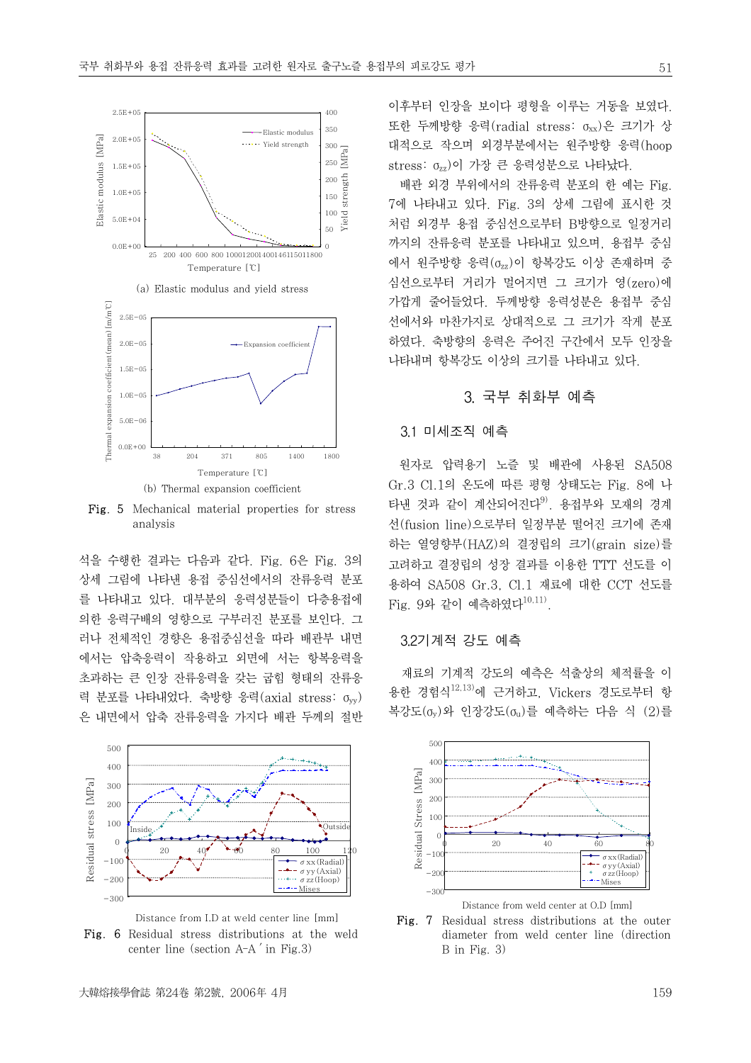(a) Elastic modulus and yield stress

(b) Thermal expansion coefficient

**Fig. 5** Mechanical material properties for stress analysis

석을 수행한 결과는 다음과 같다. Fig. 6은 Fig. 3의 상세 그림에 나타낸 용접 중심선에서의 잔류응력 분포를 나타내고 있다. 대부분의 응력성분들이 다층용접에 의한 응력구배의 영향으로 구부러진 분포를 보인다. 그러나 전체적인 경향은 용접중심선을 따라 배관부 내면에서는 압축응력이 작용하고 외면에 서는 항복응력을 초과하는 큰 인장 잔류응력을 갖는 굽힘 형태의 잔류응력 분포를 나타내었다. 축방향 응력(axial stress: $\sigma_{yy}$)은 내면에서 압축 잔류응력을 가지다 배관 두께의 절반 이후부터 인장을 보이다 평형을 이루는 거동을 보였다. 또한 두께방향 응력(radial stress: $\sigma_{xx}$)은 크기가 상대적으로 작으며 외경부분에서는 원주방향 응력(hoop stress: $\sigma_{zz}$)이 가장 큰 응력성분으로 나타났다.

배관 외경 부위에서의 잔류응력 분포의 한 예는 Fig. 7에 나타내고 있다. Fig. 3의 상세 그림에 표시한 것처럼 외경부 용접 중심선으로부터 B방향으로 일정거리까지의 잔류응력 분포를 나타내고 있으며, 용접부 중심에서 원주방향 응력($\sigma_{zz}$)이 항복강도 이상 존재하며 중심선으로부터 거리가 멀어지면 그 크기가 영(zero)에 가깝게 줄어들었다. 두께방향 응력성분은 용접부 중심선에서와 마찬가지로 상대적으로 그 크기가 작게 분포하였다. 축방향의 응력은 주어진 구간에서 모두 인장을 나타내며 항복강도 이상의 크기를 나타내고 있다.

**Fig. 6** Residual stress distributions at the weld center line (section A-A′ in Fig.3)

## 3. 국부 취화부 예측

### 3.1 미세조직 예측

원자로 압력용기 노즐 및 배관에 사용된 SA508 Gr.3 Cl.1의 온도에 따른 평형 상태도는 Fig. 8에 나타낸 것과 같이 계산되어진다[9]. 용접부와 모재의 경계선(fusion line)으로부터 일정부분 떨어진 크기에 존재하는 열영향부(HAZ)의 결정립의 크기(grain size)를 고려하고 결정립의 성장 결과를 이용한 TTT 선도를 이용하여 SA508 Gr.3, Cl.1 재료에 대한 CCT 선도를 Fig. 9와 같이 예측하였다[10,11].

### 3.2기계적 강도 예측

재료의 기계적 강도의 예측은 석출상의 체적률을 이용한 경험식[12,13]에 근거하고, Vickers 경도로부터 항복강도($\sigma_y$)와 인장강도($\sigma_u$)를 예측하는 다음 식 (2)를

**Fig. 7** Residual stress distributions at the outer diameter from weld center line (direction B in Fig. 3)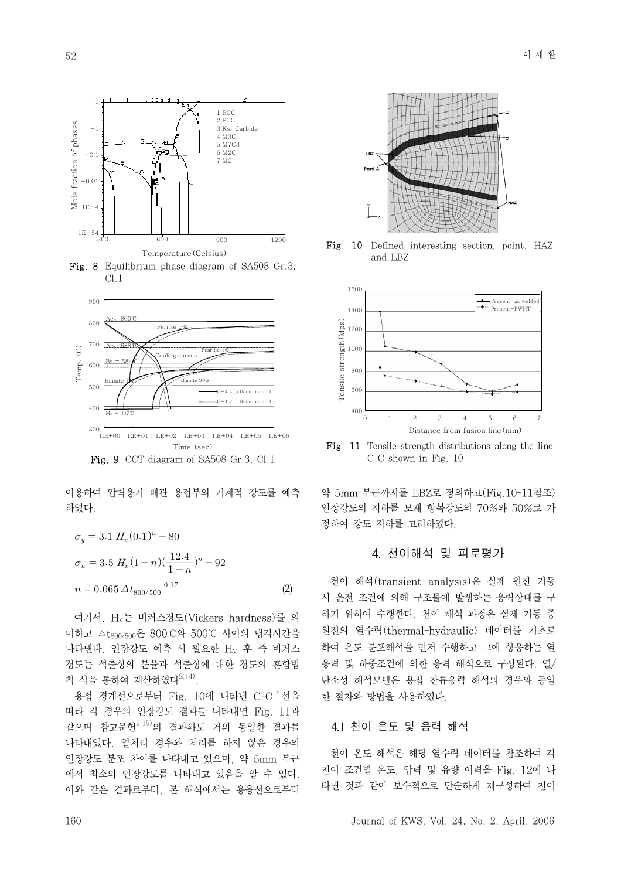Fig. 8 Equilibrium phase diagram of SA508 Gr.3, Cl.1

Fig. 9 CCT diagram of SA508 Gr.3, Cl.1

Fig. 10 Defined interesting section, point, HAZ and LBZ

Fig. 11 Tensile strength distributions along the line C-C shown in Fig. 10

이용하여 압력용기 배관 용접부의 기계적 강도를 예측하였다.

$$\sigma_y = 3.1\ H_v(0.1)^n - 80$$

$$\sigma_u = 3.5\ H_v(1-n)(\frac{12.4}{1-n})^n - 92$$

$$n = 0.065\,\Delta t_{800/500}{}^{0.17} \tag{2}$$

여기서, $H_V$는 비커스경도(Vickers hardness)를 의미하고 $\triangle t_{800/500}$은 800℃와 500℃ 사이의 냉각시간을 나타낸다. 인장강도 예측 시 필요한 $H_V$ 후 즉 비커스 경도는 석출상의 분율과 석출상에 대한 경도의 혼합법칙 식을 통하여 계산하였다[2,14].

용접 경계선으로부터 Fig. 10에 나타낸 C-C′선을 따라 각 경우의 인장강도 결과를 나타내면 Fig. 11과 같으며 참고문헌[2,15]의 결과와도 거의 동일한 결과를 나타내었다. 열처리 경우와 처리를 하지 않은 경우의 인장강도 분포 차이를 나타내고 있으며, 약 5mm 부근에서 최소의 인장강도를 나타내고 있음을 알 수 있다. 이와 같은 결과로부터, 본 해석에서는 용융선으로부터 약 5mm 부근까지를 LBZ로 정의하고(Fig.10-11참조) 인장강도의 저하를 모재 항복강도의 70%와 50%로 가정하여 강도 저하를 고려하였다.

## 4. 천이해석 및 피로평가

천이 해석(transient analysis)은 실제 원전 가동 시 운전 조건에 의해 구조물에 발생하는 응력상태를 구하기 위하여 수행한다. 천이 해석 과정은 실제 가동 중 원전의 열수력(thermal-hydraulic) 데이터를 기초로 하여 온도 분포해석을 먼저 수행하고 그에 상응하는 열응력 및 하중조건에 의한 응력 해석으로 구성된다. 열/탄소성 해석모델은 용접 잔류응력 해석의 경우와 동일한 절차와 방법을 사용하였다.

### 4.1 천이 온도 및 응력 해석

천이 온도 해석은 해당 열수력 데이터를 참조하여 각 천이 조건별 온도, 압력 및 유량 이력을 Fig. 12에 나타낸 것과 같이 보수적으로 단순하게 재구성하여 천이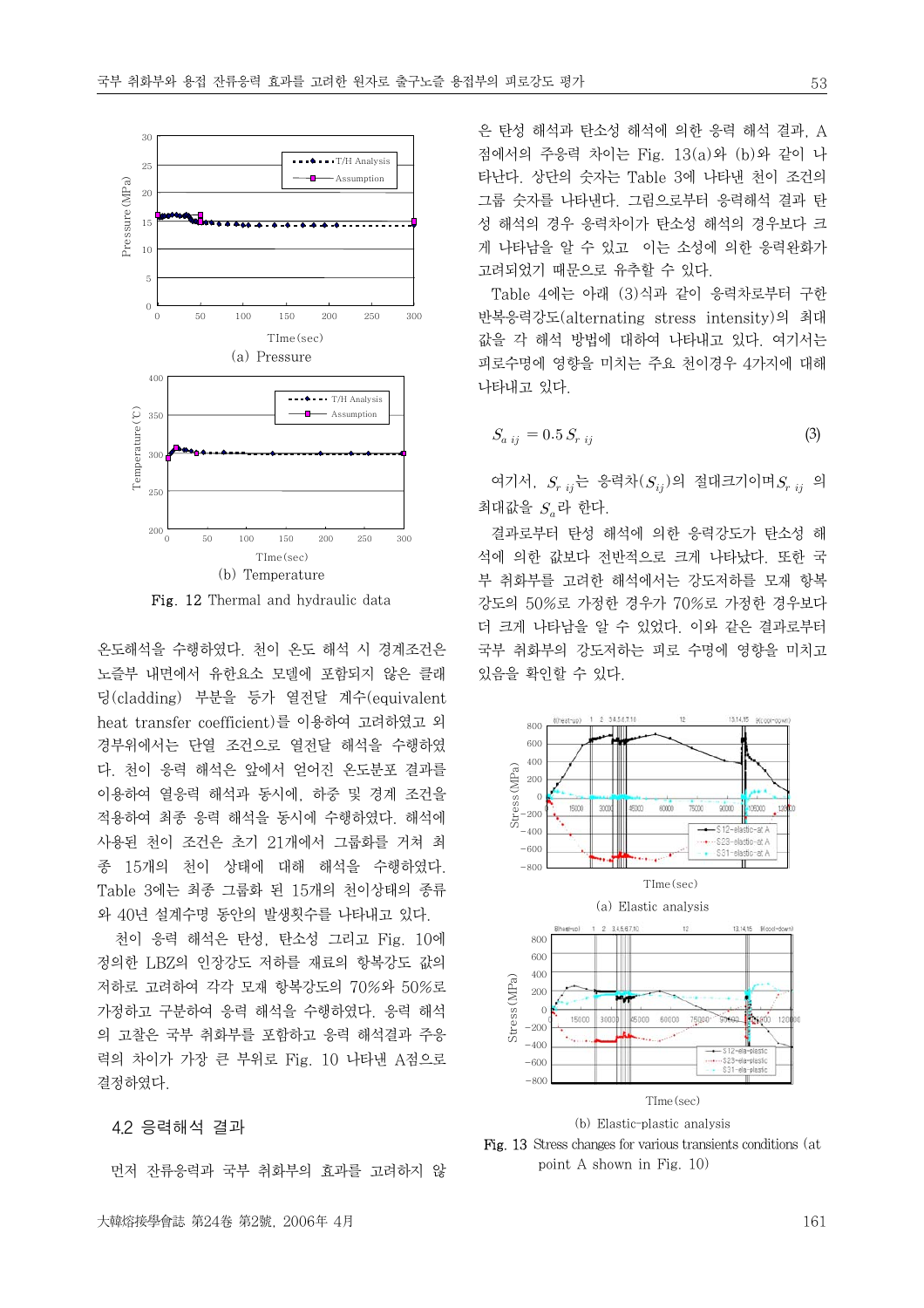(a) Pressure

(b) Temperature

Fig. 12 Thermal and hydraulic data

온도해석을 수행하였다. 천이 온도 해석 시 경계조건은 노즐부 내면에서 유한요소 모델에 포함되지 않은 클래딩(cladding) 부분을 등가 열전달 계수(equivalent heat transfer coefficient)를 이용하여 고려하였고 외경부위에서는 단열 조건으로 열전달 해석을 수행하였다. 천이 응력 해석은 앞에서 얻어진 온도분포 결과를 이용하여 열응력 해석과 동시에, 하중 및 경계 조건을 적용하여 최종 응력 해석을 동시에 수행하였다. 해석에 사용된 천이 조건은 초기 21개에서 그룹화를 거쳐 최종 15개의 천이 상태에 대해 해석을 수행하였다. Table 3에는 최종 그룹화 된 15개의 천이상태의 종류와 40년 설계수명 동안의 발생횟수를 나타내고 있다.

천이 응력 해석은 탄성, 탄소성 그리고 Fig. 10에 정의한 LBZ의 인장강도 저하를 재료의 항복강도 값의 저하로 고려하여 각각 모재 항복강도의 70%와 50%로 가정하고 구분하여 응력 해석을 수행하였다. 응력 해석의 고찰은 국부 취화부를 포함하고 응력 해석결과 주응력의 차이가 가장 큰 부위로 Fig. 10 나타낸 A점으로 결정하였다.

## 4.2 응력해석 결과

먼저 잔류응력과 국부 취화부의 효과를 고려하지 않은 탄성 해석과 탄소성 해석에 의한 응력 해석 결과, A점에서의 주응력 차이는 Fig. 13(a)와 (b)와 같이 나타난다. 상단의 숫자는 Table 3에 나타낸 천이 조건의 그룹 숫자를 나타낸다. 그림으로부터 응력해석 결과 탄성 해석의 경우 응력차이가 탄소성 해석의 경우보다 크게 나타남을 알 수 있고  이는 소성에 의한 응력완화가 고려되었기 때문으로 유추할 수 있다.

Table 4에는 아래 (3)식과 같이 응력차로부터 구한 반복응력강도(alternating stress intensity)의 최대값을 각 해석 방법에 대하여 나타내고 있다. 여기서는 피로수명에 영향을 미치는 주요 천이경우 4가지에 대해 나타내고 있다.

$$S_{a\,ij} = 0.5\, S_{r\,ij} \tag{3}$$

여기서, $S_{r\,ij}$는 응력차($S_{ij}$)의 절대크기이며 $S_{r\,ij}$ 의 최대값을 $S_a$라 한다.

결과로부터 탄성 해석에 의한 응력강도가 탄소성 해석에 의한 값보다 전반적으로 크게 나타났다. 또한 국부 취화부를 고려한 해석에서는 강도저하를 모재 항복강도의 50%로 가정한 경우가 70%로 가정한 경우보다 더 크게 나타남을 알 수 있었다. 이와 같은 결과로부터 국부 취화부의 강도저하는 피로 수명에 영향을 미치고 있음을 확인할 수 있다.

(a) Elastic analysis

(b) Elastic-plastic analysis

Fig. 13 Stress changes for various transients conditions (at point A shown in Fig. 10)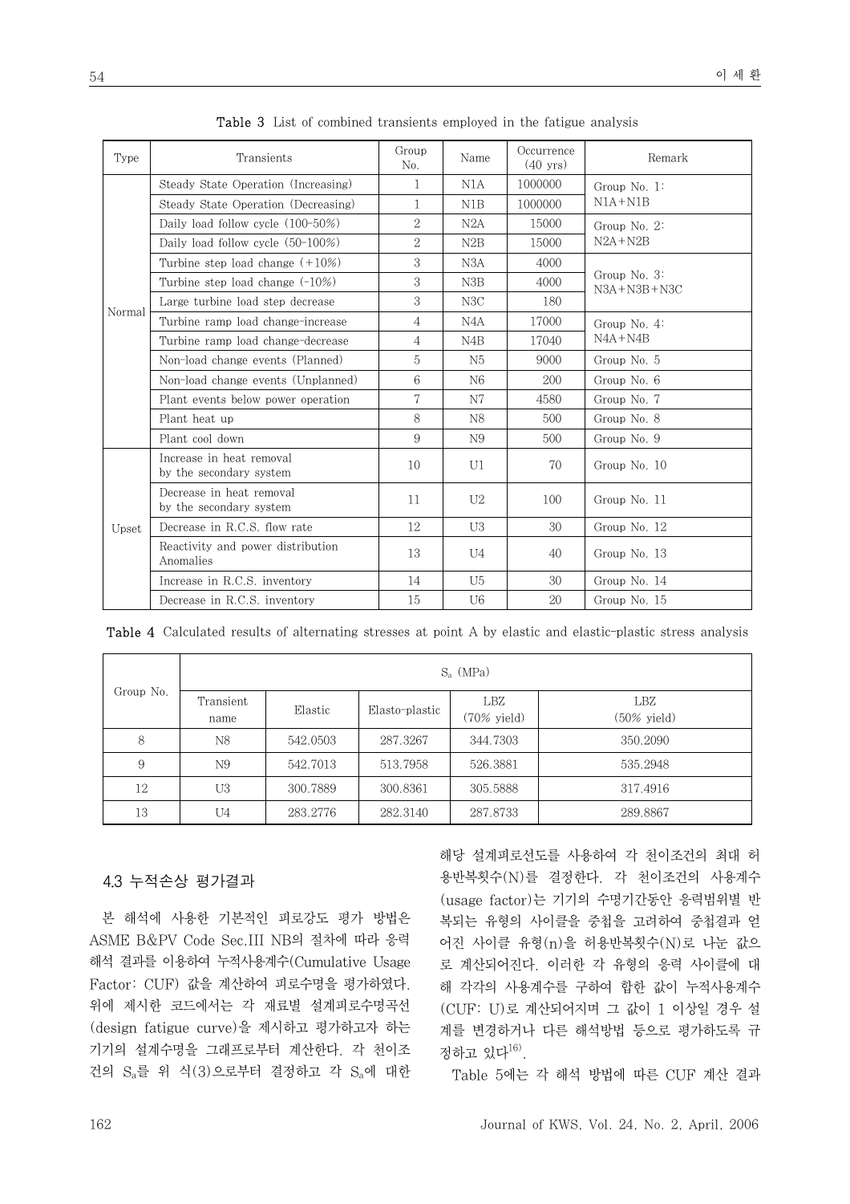Table 3 List of combined transients employed in the fatigue analysis

| Type | Transients | Group No. | Name | Occurrence (40 yrs) | Remark |
|---|---|---|---|---|---|
| Normal | Steady State Operation (Increasing) | 1 | N1A | 1000000 | Group No. 1: N1A+N1B |
| | Steady State Operation (Decreasing) | 1 | N1B | 1000000 | |
| | Daily load follow cycle (100-50%) | 2 | N2A | 15000 | Group No. 2: N2A+N2B |
| | Daily load follow cycle (50-100%) | 2 | N2B | 15000 | |
| | Turbine step load change (+10%) | 3 | N3A | 4000 | Group No. 3: N3A+N3B+N3C |
| | Turbine step load change (-10%) | 3 | N3B | 4000 | |
| | Large turbine load step decrease | 3 | N3C | 180 | |
| | Turbine ramp load change-increase | 4 | N4A | 17000 | Group No. 4: N4A+N4B |
| | Turbine ramp load change-decrease | 4 | N4B | 17040 | |
| | Non-load change events (Planned) | 5 | N5 | 9000 | Group No. 5 |
| | Non-load change events (Unplanned) | 6 | N6 | 200 | Group No. 6 |
| | Plant events below power operation | 7 | N7 | 4580 | Group No. 7 |
| | Plant heat up | 8 | N8 | 500 | Group No. 8 |
| | Plant cool down | 9 | N9 | 500 | Group No. 9 |
| Upset | Increase in heat removal by the secondary system | 10 | U1 | 70 | Group No. 10 |
| | Decrease in heat removal by the secondary system | 11 | U2 | 100 | Group No. 11 |
| | Decrease in R.C.S. flow rate | 12 | U3 | 30 | Group No. 12 |
| | Reactivity and power distribution Anomalies | 13 | U4 | 40 | Group No. 13 |
| | Increase in R.C.S. inventory | 14 | U5 | 30 | Group No. 14 |
| | Decrease in R.C.S. inventory | 15 | U6 | 20 | Group No. 15 |

Table 4 Calculated results of alternating stresses at point A by elastic and elastic-plastic stress analysis

| Group No. | $S_a$ (MPa) | | | | |
|---|---|---|---|---|---|
| | Transient name | Elastic | Elasto-plastic | LBZ (70% yield) | LBZ (50% yield) |
| 8 | N8 | 542.0503 | 287.3267 | 344.7303 | 350.2090 |
| 9 | N9 | 542.7013 | 513.7958 | 526.3881 | 535.2948 |
| 12 | U3 | 300.7889 | 300.8361 | 305.5888 | 317.4916 |
| 13 | U4 | 283.2776 | 282.3140 | 287.8733 | 289.8867 |

### 4.3 누적손상 평가결과

본 해석에 사용한 기본적인 피로강도 평가 방법은 ASME B&PV Code Sec.III NB의 절차에 따라 응력해석 결과를 이용하여 누적사용계수(Cumulative Usage Factor: CUF) 값을 계산하여 피로수명을 평가하였다. 위에 제시한 코드에서는 각 재료별 설계피로수명곡선(design fatigue curve)을 제시하고 평가하고자 하는 기기의 설계수명을 그래프로부터 계산한다. 각 천이조건의 $S_a$를 위 식(3)으로부터 결정하고 각 $S_a$에 대한 해당 설계피로선도를 사용하여 각 천이조건의 최대 허용반복횟수(N)를 결정한다. 각 천이조건의 사용계수(usage factor)는 기기의 수명기간동안 응력범위별 반복되는 유형의 사이클을 중첩을 고려하여 중첩결과 얻어진 사이클 유형(n)을 허용반복횟수(N)로 나눈 값으로 계산되어진다. 이러한 각 유형의 응력 사이클에 대해 각각의 사용계수를 구하여 합한 값이 누적사용계수(CUF: U)로 계산되어지며 그 값이 1 이상일 경우 설계를 변경하거나 다른 해석방법 등으로 평가하도록 규정하고 있다[16].

Table 5에는 각 해석 방법에 따른 CUF 계산 결과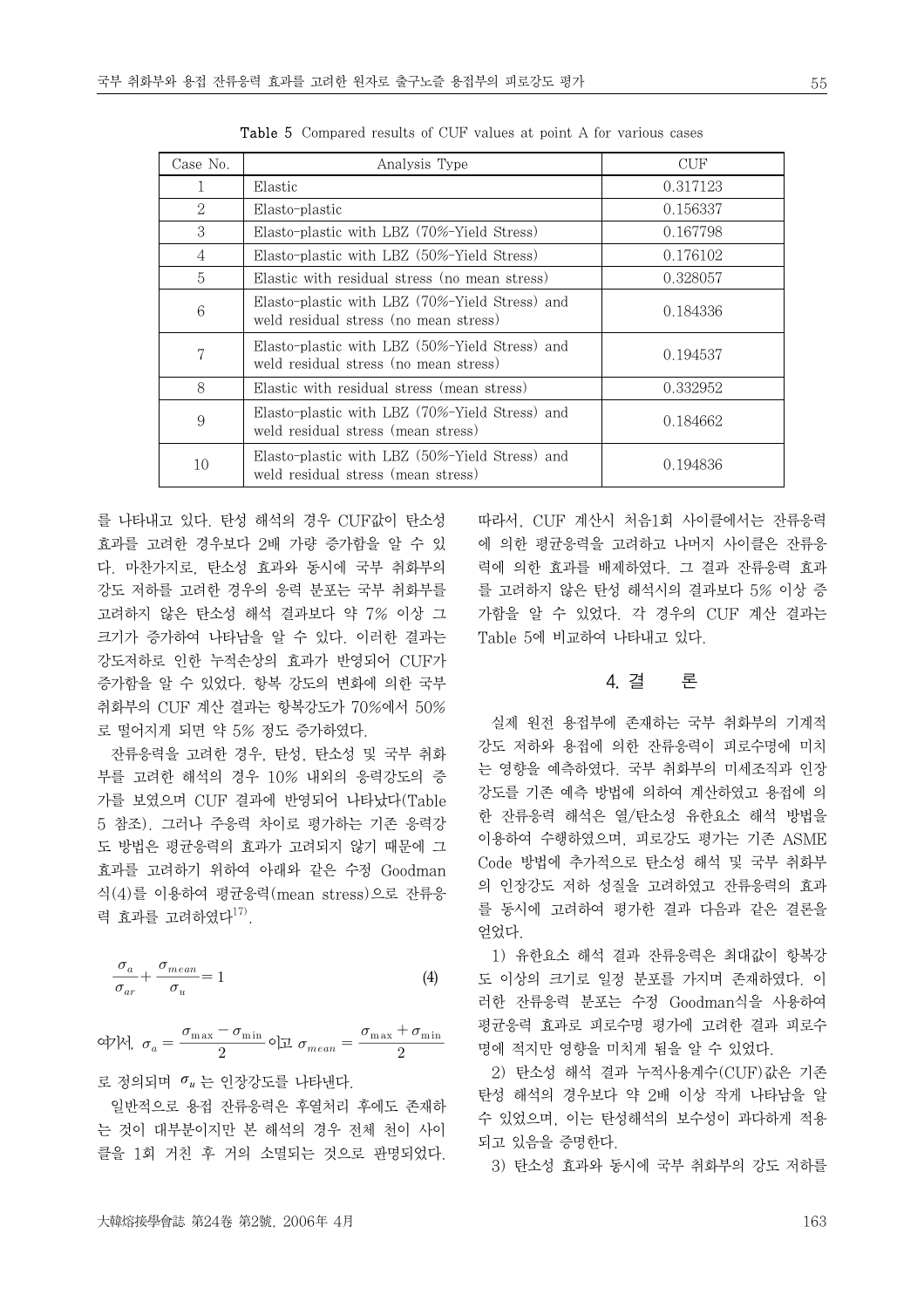Table 5 Compared results of CUF values at point A for various cases

| Case No. | Analysis Type | CUF |
|---|---|---|
| 1 | Elastic | 0.317123 |
| 2 | Elasto-plastic | 0.156337 |
| 3 | Elasto-plastic with LBZ (70%-Yield Stress) | 0.167798 |
| 4 | Elasto-plastic with LBZ (50%-Yield Stress) | 0.176102 |
| 5 | Elastic with residual stress (no mean stress) | 0.328057 |
| 6 | Elasto-plastic with LBZ (70%-Yield Stress) and weld residual stress (no mean stress) | 0.184336 |
| 7 | Elasto-plastic with LBZ (50%-Yield Stress) and weld residual stress (no mean stress) | 0.194537 |
| 8 | Elastic with residual stress (mean stress) | 0.332952 |
| 9 | Elasto-plastic with LBZ (70%-Yield Stress) and weld residual stress (mean stress) | 0.184662 |
| 10 | Elasto-plastic with LBZ (50%-Yield Stress) and weld residual stress (mean stress) | 0.194836 |

를 나타내고 있다. 탄성 해석의 경우 CUF값이 탄소성 효과를 고려한 경우보다 2배 가량 증가함을 알 수 있다. 마찬가지로, 탄소성 효과와 동시에 국부 취화부의 강도 저하를 고려한 경우의 응력 분포는 국부 취화부를 고려하지 않은 탄소성 해석 결과보다 약 7% 이상 그 크기가 증가하여 나타남을 알 수 있다. 이러한 결과는 강도저하로 인한 누적손상의 효과가 반영되어 CUF가 증가함을 알 수 있었다. 항복 강도의 변화에 의한 국부 취화부의 CUF 계산 결과는 항복강도가 70%에서 50%로 떨어지게 되면 약 5% 정도 증가하였다.

잔류응력을 고려한 경우, 탄성, 탄소성 및 국부 취화부를 고려한 해석의 경우 10% 내외의 응력강도의 증가를 보였으며 CUF 결과에 반영되어 나타났다(Table 5 참조). 그러나 주응력 차이로 평가하는 기존 응력강도 방법은 평균응력의 효과가 고려되지 않기 때문에 그 효과를 고려하기 위하여 아래와 같은 수정 Goodman 식(4)를 이용하여 평균응력(mean stress)으로 잔류응력 효과를 고려하였다[17].

$$\frac{\sigma_a}{\sigma_{ar}}+\frac{\sigma_{mean}}{\sigma_u}=1 \tag{4}$$

여기서, $\sigma_a=\dfrac{\sigma_{\max}-\sigma_{\min}}{2}$ 이고 $\sigma_{mean}=\dfrac{\sigma_{\max}+\sigma_{\min}}{2}$ 로 정의되며 $\sigma_u$ 는 인장강도를 나타낸다.

일반적으로 용접 잔류응력은 후열처리 후에도 존재하는 것이 대부분이지만 본 해석의 경우 전체 천이 사이클을 1회 거친 후 거의 소멸되는 것으로 판명되었다. 따라서, CUF 계산시 처음1회 사이클에서는 잔류응력에 의한 평균응력을 고려하고 나머지 사이클은 잔류응력에 의한 효과를 배제하였다. 그 결과 잔류응력 효과를 고려하지 않은 탄성 해석시의 결과보다 5% 이상 증가함을 알 수 있었다. 각 경우의 CUF 계산 결과는 Table 5에 비교하여 나타내고 있다.

## 4. 결 론

실제 원전 용접부에 존재하는 국부 취화부의 기계적 강도 저하와 용접에 의한 잔류응력이 피로수명에 미치는 영향을 예측하였다. 국부 취화부의 미세조직과 인장강도를 기존 예측 방법에 의하여 계산하였고 용접에 의한 잔류응력 해석은 열/탄소성 유한요소 해석 방법을 이용하여 수행하였으며, 피로강도 평가는 기존 ASME Code 방법에 추가적으로 탄소성 해석 및 국부 취화부의 인장강도 저하 성질을 고려하였고 잔류응력의 효과를 동시에 고려하여 평가한 결과 다음과 같은 결론을 얻었다.

1) 유한요소 해석 결과 잔류응력은 최대값이 항복강도 이상의 크기로 일정 분포를 가지며 존재하였다. 이러한 잔류응력 분포는 수정 Goodman식을 사용하여 평균응력 효과로 피로수명 평가에 고려한 결과 피로수명에 적지만 영향을 미치게 됨을 알 수 있었다.

2) 탄소성 해석 결과 누적사용계수(CUF)값은 기존 탄성 해석의 경우보다 약 2배 이상 작게 나타남을 알 수 있었으며, 이는 탄성해석의 보수성이 과다하게 적용되고 있음을 증명한다.

3) 탄소성 효과와 동시에 국부 취화부의 강도 저하를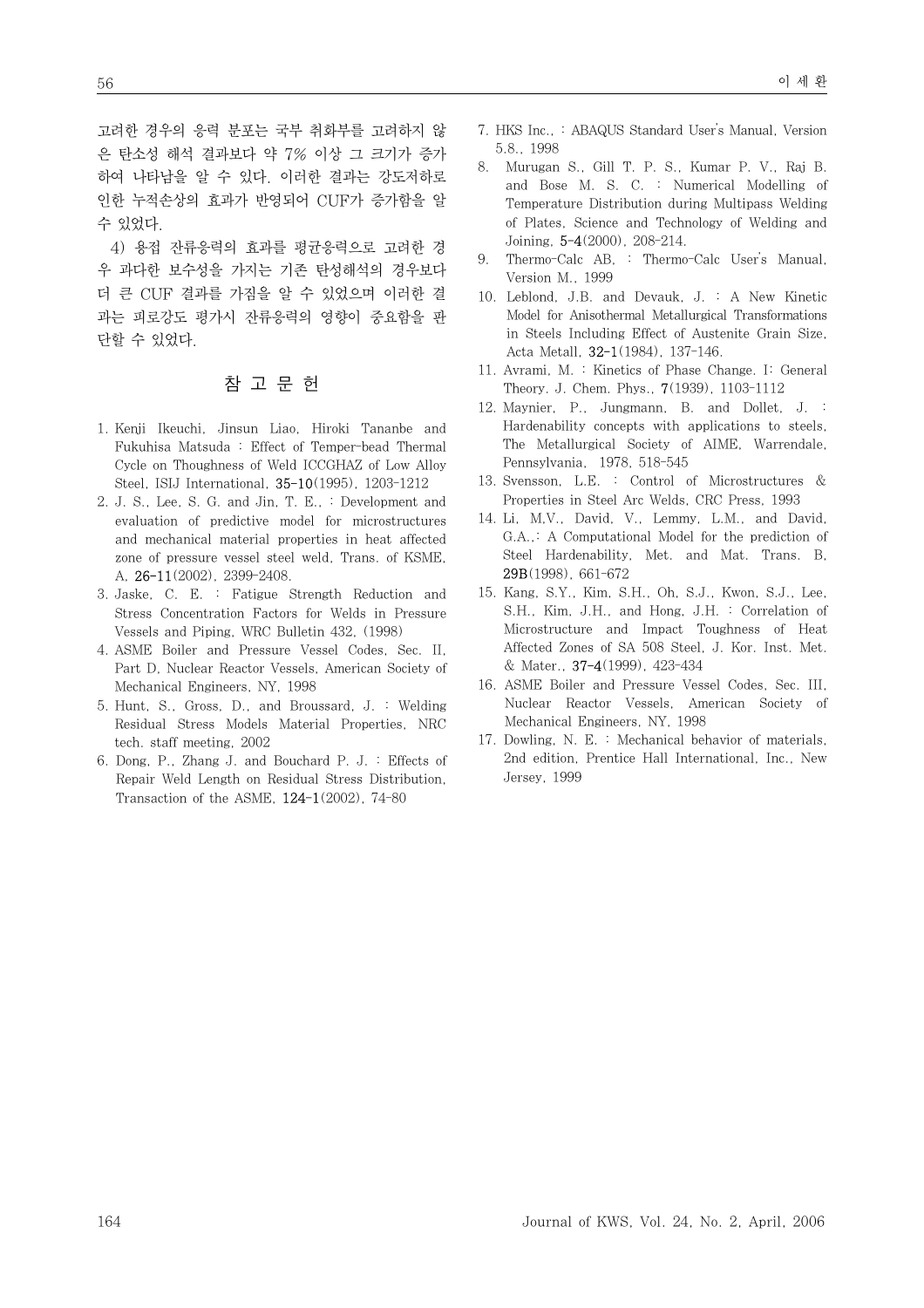고려한 경우의 응력 분포는 국부 취화부를 고려하지 않은 탄소성 해석 결과보다 약 7% 이상 그 크기가 증가하여 나타남을 알 수 있다. 이러한 결과는 강도저하로 인한 누적손상의 효과가 반영되어 CUF가 증가함을 알 수 있었다.

4) 용접 잔류응력의 효과를 평균응력으로 고려한 경우 과다한 보수성을 가지는 기존 탄성해석의 경우보다 더 큰 CUF 결과를 가짐을 알 수 있었으며 이러한 결과는 피로강도 평가시 잔류응력의 영향이 중요함을 판단할 수 있었다.

## 참 고 문 헌

1. Kenji Ikeuchi, Jinsun Liao, Hiroki Tananbe and Fukuhisa Matsuda : Effect of Temper-bead Thermal Cycle on Thoughness of Weld ICCGHAZ of Low Alloy Steel, ISIJ International, **35-10**(1995), 1203-1212
2. J. S., Lee, S. G. and Jin, T. E., : Development and evaluation of predictive model for microstructures and mechanical material properties in heat affected zone of pressure vessel steel weld, Trans. of KSME, A, **26-11**(2002), 2399-2408.
3. Jaske, C. E. : Fatigue Strength Reduction and Stress Concentration Factors for Welds in Pressure Vessels and Piping, WRC Bulletin 432, (1998)
4. ASME Boiler and Pressure Vessel Codes, Sec. II, Part D, Nuclear Reactor Vessels, American Society of Mechanical Engineers, NY, 1998
5. Hunt, S., Gross, D., and Broussard, J. : Welding Residual Stress Models Material Properties, NRC tech. staff meeting, 2002
6. Dong, P., Zhang J. and Bouchard P. J. : Effects of Repair Weld Length on Residual Stress Distribution, Transaction of the ASME, **124-1**(2002), 74-80
7. HKS Inc., : ABAQUS Standard User's Manual, Version 5.8., 1998
8. Murugan S., Gill T. P. S., Kumar P. V., Raj B. and Bose M. S. C. : Numerical Modelling of Temperature Distribution during Multipass Welding of Plates, Science and Technology of Welding and Joining, **5-4**(2000), 208-214.
9. Thermo-Calc AB, : Thermo-Calc User's Manual, Version M., 1999
10. Leblond, J.B. and Devauk, J. : A New Kinetic Model for Anisothermal Metallurgical Transformations in Steels Including Effect of Austenite Grain Size, Acta Metall, **32-1**(1984), 137-146.
11. Avrami, M. : Kinetics of Phase Change. I: General Theory. J. Chem. Phys., **7**(1939), 1103-1112
12. Maynier, P., Jungmann, B. and Dollet, J. : Hardenability concepts with applications to steels, The Metallurgical Society of AIME, Warrendale, Pennsylvania, 1978, 518-545
13. Svensson, L.E. : Control of Microstructures & Properties in Steel Arc Welds, CRC Press, 1993
14. Li, M.V., David, V., Lemmy, L.M., and David, G.A.,: A Computational Model for the prediction of Steel Hardenability, Met. and Mat. Trans. B, **29B**(1998), 661-672
15. Kang, S.Y., Kim, S.H., Oh, S.J., Kwon, S.J., Lee, S.H., Kim, J.H., and Hong, J.H. : Correlation of Microstructure and Impact Toughness of Heat Affected Zones of SA 508 Steel, J. Kor. Inst. Met. & Mater., **37-4**(1999), 423-434
16. ASME Boiler and Pressure Vessel Codes, Sec. III, Nuclear Reactor Vessels, American Society of Mechanical Engineers, NY, 1998
17. Dowling, N. E. : Mechanical behavior of materials, 2nd edition, Prentice Hall International, Inc., New Jersey, 1999